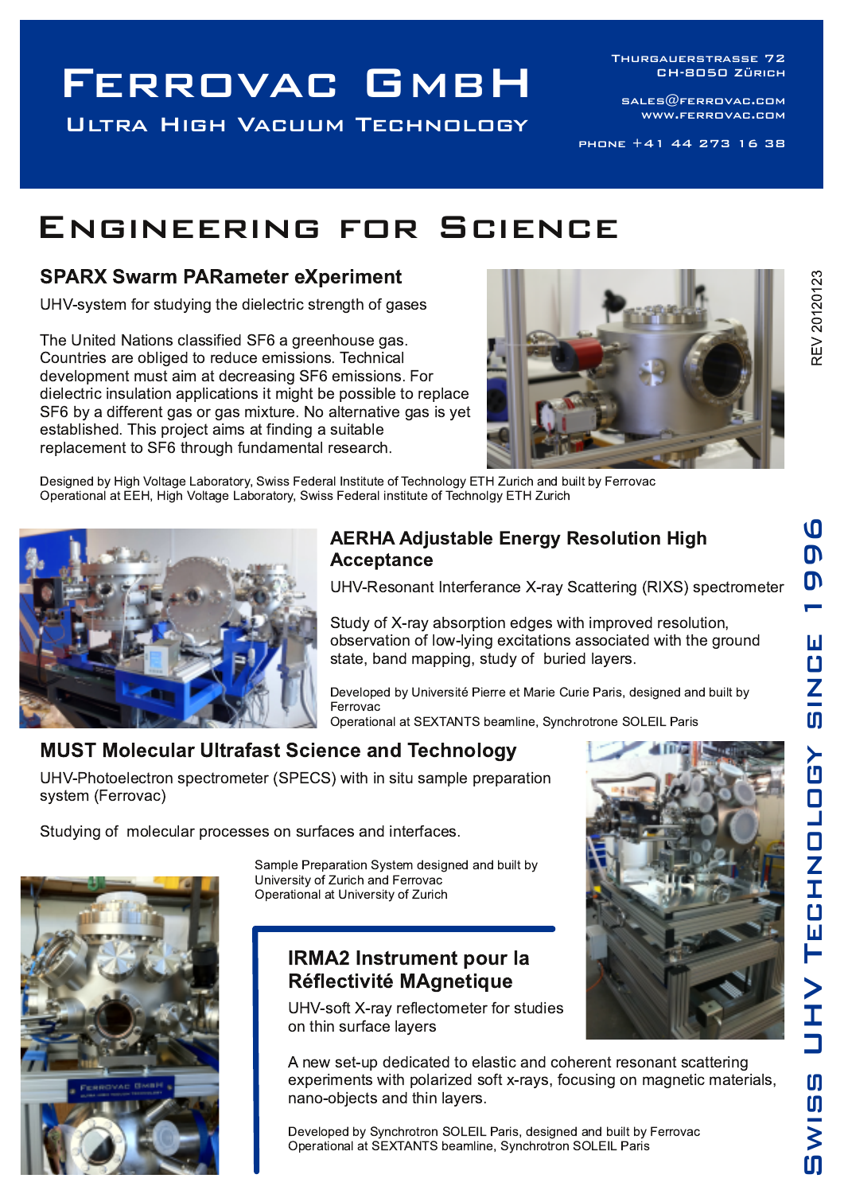# Ferrovac GmbH

**Ultra High Vacuum Technology**

Thurgauerstrasse 72
CH-8050 Zürich

sales@ferrovac.com
www.ferrovac.com

Phone +41 44 273 16 38

## Engineering for Science

REV 20120123

### SPARX Swarm PARameter eXperiment

UHV-system for studying the dielectric strength of gases

The United Nations classified SF6 a greenhouse gas. Countries are obliged to reduce emissions. Technical development must aim at decreasing SF6 emissions. For dielectric insulation applications it might be possible to replace SF6 by a different gas or gas mixture. No alternative gas is yet established. This project aims at finding a suitable replacement to SF6 through fundamental research.

Designed by High Voltage Laboratory, Swiss Federal Institute of Technology ETH Zurich and built by Ferrovac
Operational at EEH, High Voltage Laboratory, Swiss Federal institute of Technolgy ETH Zurich

### AERHA Adjustable Energy Resolution High Acceptance

UHV-Resonant Interferance X-ray Scattering (RIXS) spectrometer

Study of X-ray absorption edges with improved resolution, observation of low-lying excitations associated with the ground state, band mapping, study of buried layers.

Developed by Université Pierre et Marie Curie Paris, designed and built by Ferrovac
Operational at SEXTANTS beamline, Synchrotrone SOLEIL Paris

### MUST Molecular Ultrafast Science and Technology

UHV-Photoelectron spectrometer (SPECS) with in situ sample preparation system (Ferrovac)

Studying of molecular processes on surfaces and interfaces.

Sample Preparation System designed and built by University of Zurich and Ferrovac
Operational at University of Zurich

### IRMA2 Instrument pour la Réflectivité MAgnetique

UHV-soft X-ray reflectometer for studies on thin surface layers

A new set-up dedicated to elastic and coherent resonant scattering experiments with polarized soft x-rays, focusing on magnetic materials, nano-objects and thin layers.

Developed by Synchrotron SOLEIL Paris, designed and built by Ferrovac
Operational at SEXTANTS beamline, Synchrotron SOLEIL Paris

Swiss UHV Technology since 1996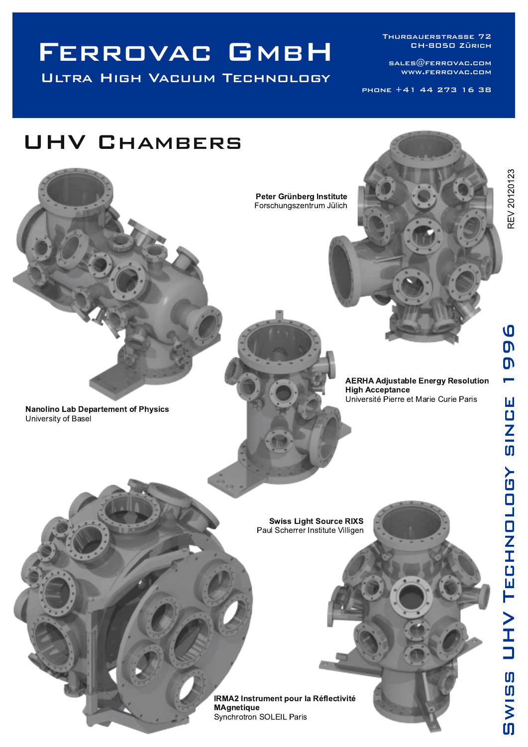# Ferrovac GmbH

Ultra High Vacuum Technology

Thurgauerstrasse 72
CH-8050 Zürich

sales@ferrovac.com
www.ferrovac.com

phone +41 44 273 16 38

## UHV Chambers

**Peter Grünberg Institute**
Forschungszentrum Jülich

REV 20120123

**Nanolino Lab Departement of Physics**
University of Basel

**AERHA Adjustable Energy Resolution High Acceptance**
Université Pierre et Marie Curie Paris

**Swiss Light Source RIXS**
Paul Scherrer Institute Villigen

**IRMA2 Instrument pour la Réflectivité MAgnetique**
Synchrotron SOLEIL Paris

Swiss UHV Technology since 1996